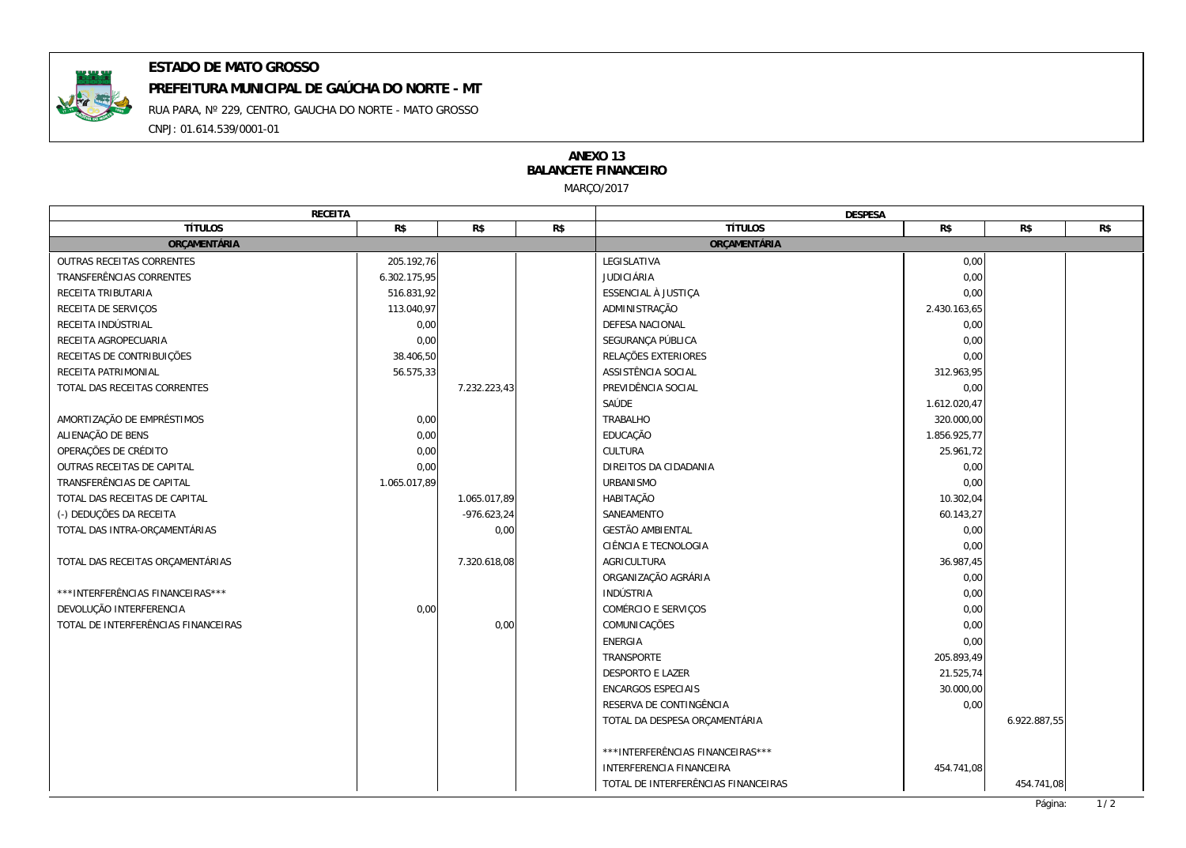**ESTADO DE MATO GROSSO**

**PREFEITURA MUNICIPAL DE GAÚCHA DO NORTE - MT**

RUA PARA, Nº 229, CENTRO, GAUCHA DO NORTE - MATO GROSSO

CNPJ: 01.614.539/0001-01

# ANEXO 13
## BALANCETE FINANCEIRO

MARÇO/2017

| RECEITA | | | | DESPESA | | | |
|---|---|---|---|---|---|---|---|
| **TÍTULOS** | **R$** | **R$** | **R$** | **TÍTULOS** | **R$** | **R$** | **R$** |
| **ORÇAMENTÁRIA** | | | | **ORÇAMENTÁRIA** | | | |
| OUTRAS RECEITAS CORRENTES | 205.192,76 | | | LEGISLATIVA | 0,00 | | |
| TRANSFERÊNCIAS CORRENTES | 6.302.175,95 | | | JUDICIÁRIA | 0,00 | | |
| RECEITA TRIBUTARIA | 516.831,92 | | | ESSENCIAL À JUSTIÇA | 0,00 | | |
| RECEITA DE SERVIÇOS | 113.040,97 | | | ADMINISTRAÇÃO | 2.430.163,65 | | |
| RECEITA INDÚSTRIAL | 0,00 | | | DEFESA NACIONAL | 0,00 | | |
| RECEITA AGROPECUARIA | 0,00 | | | SEGURANÇA PÚBLICA | 0,00 | | |
| RECEITAS DE CONTRIBUIÇÕES | 38.406,50 | | | RELAÇÕES EXTERIORES | 0,00 | | |
| RECEITA PATRIMONIAL | 56.575,33 | | | ASSISTÊNCIA SOCIAL | 312.963,95 | | |
| TOTAL DAS RECEITAS CORRENTES | | 7.232.223,43 | | PREVIDÊNCIA SOCIAL | 0,00 | | |
| | | | | SAÚDE | 1.612.020,47 | | |
| AMORTIZAÇÃO DE EMPRÉSTIMOS | 0,00 | | | TRABALHO | 320.000,00 | | |
| ALIENAÇÃO DE BENS | 0,00 | | | EDUCAÇÃO | 1.856.925,77 | | |
| OPERAÇÕES DE CRÉDITO | 0,00 | | | CULTURA | 25.961,72 | | |
| OUTRAS RECEITAS DE CAPITAL | 0,00 | | | DIREITOS DA CIDADANIA | 0,00 | | |
| TRANSFERÊNCIAS DE CAPITAL | 1.065.017,89 | | | URBANISMO | 0,00 | | |
| TOTAL DAS RECEITAS DE CAPITAL | | 1.065.017,89 | | HABITAÇÃO | 10.302,04 | | |
| (-) DEDUÇÕES DA RECEITA | | -976.623,24 | | SANEAMENTO | 60.143,27 | | |
| TOTAL DAS INTRA-ORÇAMENTÁRIAS | | 0,00 | | GESTÃO AMBIENTAL | 0,00 | | |
| | | | | CIÊNCIA E TECNOLOGIA | 0,00 | | |
| TOTAL DAS RECEITAS ORÇAMENTÁRIAS | | 7.320.618,08 | | AGRICULTURA | 36.987,45 | | |
| | | | | ORGANIZAÇÃO AGRÁRIA | 0,00 | | |
| ***INTERFERÊNCIAS FINANCEIRAS*** | | | | INDÚSTRIA | 0,00 | | |
| DEVOLUÇÃO INTERFERENCIA | 0,00 | | | COMÉRCIO E SERVIÇOS | 0,00 | | |
| TOTAL DE INTERFERÊNCIAS FINANCEIRAS | | 0,00 | | COMUNICAÇÕES | 0,00 | | |
| | | | | ENERGIA | 0,00 | | |
| | | | | TRANSPORTE | 205.893,49 | | |
| | | | | DESPORTO E LAZER | 21.525,74 | | |
| | | | | ENCARGOS ESPECIAIS | 30.000,00 | | |
| | | | | RESERVA DE CONTINGÊNCIA | 0,00 | | |
| | | | | TOTAL DA DESPESA ORÇAMENTÁRIA | | 6.922.887,55 | |
| | | | | | | | |
| | | | | ***INTERFERÊNCIAS FINANCEIRAS*** | | | |
| | | | | INTERFERENCIA FINANCEIRA | 454.741,08 | | |
| | | | | TOTAL DE INTERFERÊNCIAS FINANCEIRAS | | 454.741,08 | |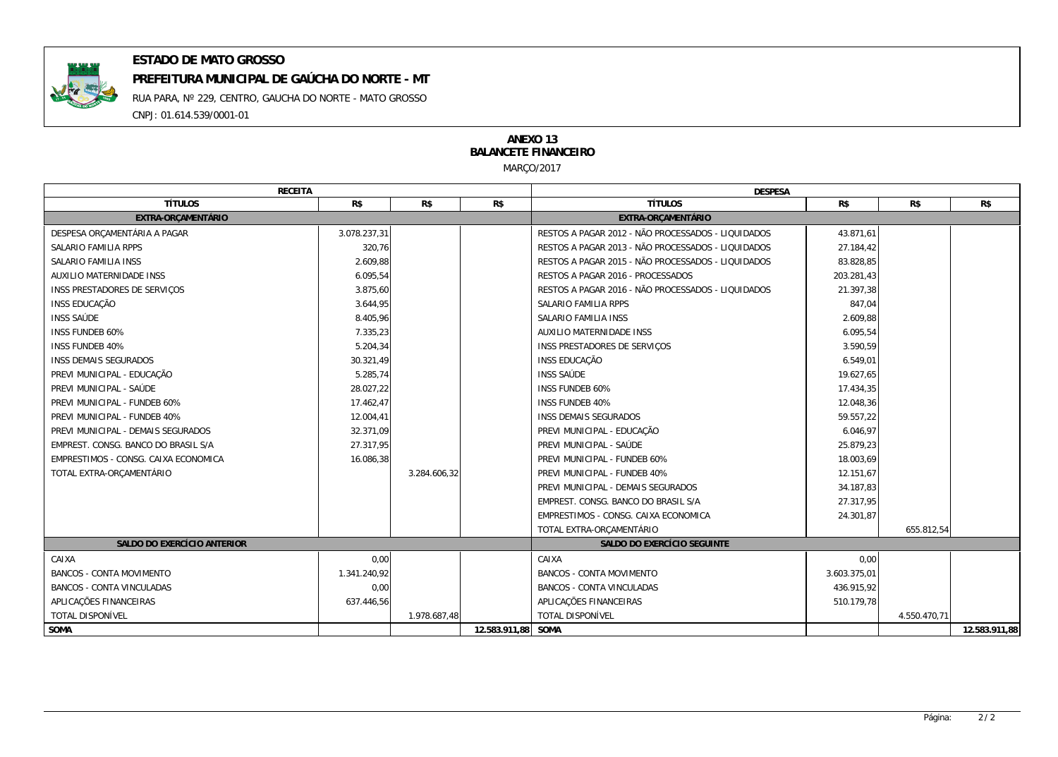# ESTADO DE MATO GROSSO

## PREFEITURA MUNICIPAL DE GAÚCHA DO NORTE - MT

RUA PARA, Nº 229, CENTRO, GAUCHA DO NORTE - MATO GROSSO

CNPJ: 01.614.539/0001-01

### ANEXO 13
### BALANCETE FINANCEIRO

MARÇO/2017

| RECEITA | | | | DESPESA | | | |
|---|---|---|---|---|---|---|---|
| **TÍTULOS** | **R$** | **R$** | **R$** | **TÍTULOS** | **R$** | **R$** | **R$** |
| **EXTRA-ORÇAMENTÁRIO** | | | | **EXTRA-ORÇAMENTÁRIO** | | | |
| DESPESA ORÇAMENTÁRIA A PAGAR | 3.078.237,31 | | | RESTOS A PAGAR 2012 - NÃO PROCESSADOS - LIQUIDADOS | 43.871,61 | | |
| SALARIO FAMILIA RPPS | 320,76 | | | RESTOS A PAGAR 2013 - NÃO PROCESSADOS - LIQUIDADOS | 27.184,42 | | |
| SALARIO FAMILIA INSS | 2.609,88 | | | RESTOS A PAGAR 2015 - NÃO PROCESSADOS - LIQUIDADOS | 83.828,85 | | |
| AUXILIO MATERNIDADE INSS | 6.095,54 | | | RESTOS A PAGAR 2016 - PROCESSADOS | 203.281,43 | | |
| INSS PRESTADORES DE SERVIÇOS | 3.875,60 | | | RESTOS A PAGAR 2016 - NÃO PROCESSADOS - LIQUIDADOS | 21.397,38 | | |
| INSS EDUCAÇÃO | 3.644,95 | | | SALARIO FAMILIA RPPS | 847,04 | | |
| INSS SAÚDE | 8.405,96 | | | SALARIO FAMILIA INSS | 2.609,88 | | |
| INSS FUNDEB 60% | 7.335,23 | | | AUXILIO MATERNIDADE INSS | 6.095,54 | | |
| INSS FUNDEB 40% | 5.204,34 | | | INSS PRESTADORES DE SERVIÇOS | 3.590,59 | | |
| INSS DEMAIS SEGURADOS | 30.321,49 | | | INSS EDUCAÇÃO | 6.549,01 | | |
| PREVI MUNICIPAL - EDUCAÇÃO | 5.285,74 | | | INSS SAÚDE | 19.627,65 | | |
| PREVI MUNICIPAL - SAÚDE | 28.027,22 | | | INSS FUNDEB 60% | 17.434,35 | | |
| PREVI MUNICIPAL - FUNDEB 60% | 17.462,47 | | | INSS FUNDEB 40% | 12.048,36 | | |
| PREVI MUNICIPAL - FUNDEB 40% | 12.004,41 | | | INSS DEMAIS SEGURADOS | 59.557,22 | | |
| PREVI MUNICIPAL - DEMAIS SEGURADOS | 32.371,09 | | | PREVI MUNICIPAL - EDUCAÇÃO | 6.046,97 | | |
| EMPREST. CONSG. BANCO DO BRASIL S/A | 27.317,95 | | | PREVI MUNICIPAL - SAÚDE | 25.879,23 | | |
| EMPRESTIMOS - CONSG. CAIXA ECONOMICA | 16.086,38 | | | PREVI MUNICIPAL - FUNDEB 60% | 18.003,69 | | |
| TOTAL EXTRA-ORÇAMENTÁRIO | | 3.284.606,32 | | PREVI MUNICIPAL - FUNDEB 40% | 12.151,67 | | |
| | | | | PREVI MUNICIPAL - DEMAIS SEGURADOS | 34.187,83 | | |
| | | | | EMPREST. CONSG. BANCO DO BRASIL S/A | 27.317,95 | | |
| | | | | EMPRESTIMOS - CONSG. CAIXA ECONOMICA | 24.301,87 | | |
| | | | | TOTAL EXTRA-ORÇAMENTÁRIO | | 655.812,54 | |
| **SALDO DO EXERCÍCIO ANTERIOR** | | | | **SALDO DO EXERCÍCIO SEGUINTE** | | | |
| CAIXA | 0,00 | | | CAIXA | 0,00 | | |
| BANCOS - CONTA MOVIMENTO | 1.341.240,92 | | | BANCOS - CONTA MOVIMENTO | 3.603.375,01 | | |
| BANCOS - CONTA VINCULADAS | 0,00 | | | BANCOS - CONTA VINCULADAS | 436.915,92 | | |
| APLICAÇÕES FINANCEIRAS | 637.446,56 | | | APLICAÇÕES FINANCEIRAS | 510.179,78 | | |
| TOTAL DISPONÍVEL | | 1.978.687,48 | | TOTAL DISPONÍVEL | | 4.550.470,71 | |
| **SOMA** | | | 12.583.911,88 | **SOMA** | | | 12.583.911,88 |